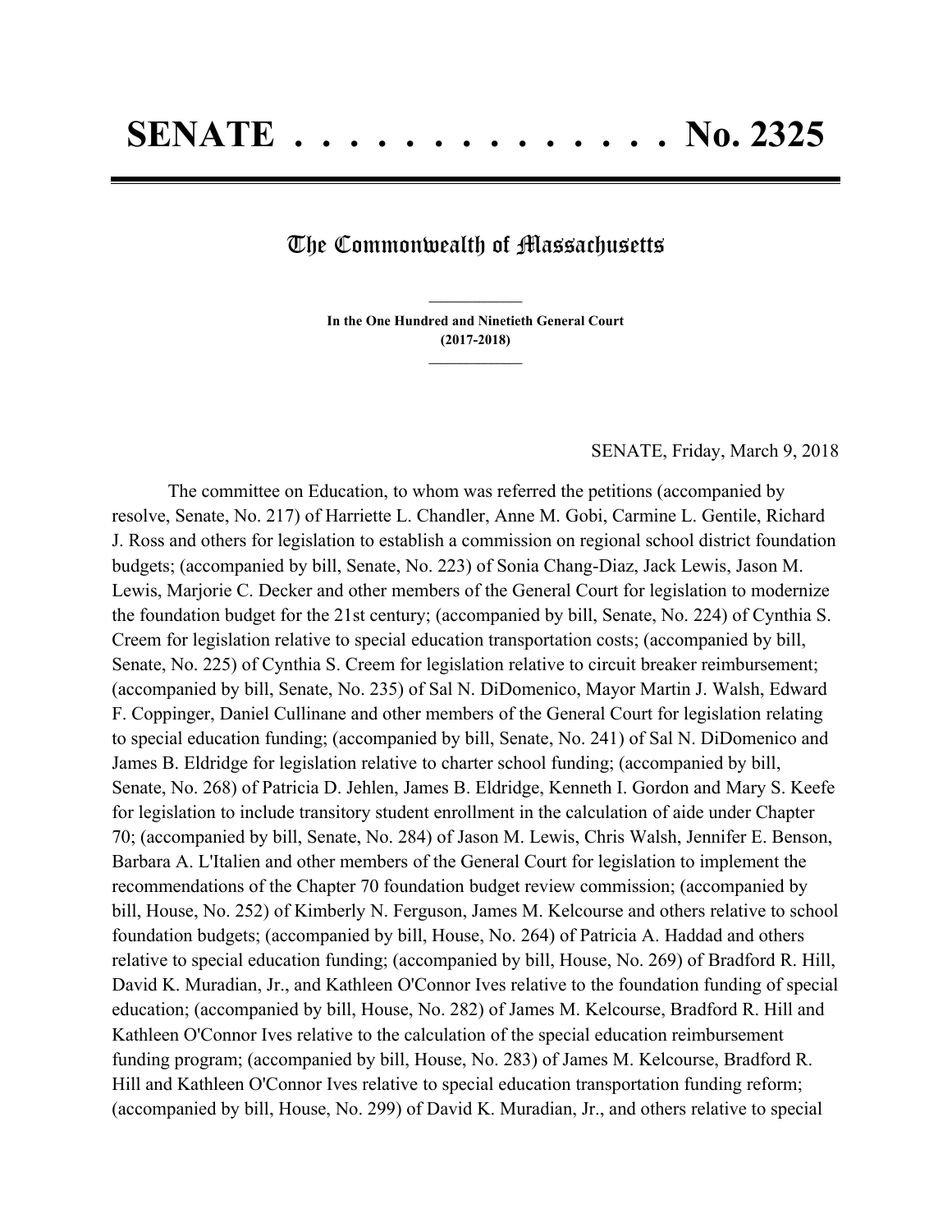# SENATE . . . . . . . . . . . . . . No. 2325

## The Commonwealth of Massachusetts

**In the One Hundred and Ninetieth General Court**
**(2017-2018)**

SENATE, Friday, March 9, 2018

The committee on Education, to whom was referred the petitions (accompanied by resolve, Senate, No. 217) of Harriette L. Chandler, Anne M. Gobi, Carmine L. Gentile, Richard J. Ross and others for legislation to establish a commission on regional school district foundation budgets; (accompanied by bill, Senate, No. 223) of Sonia Chang-Diaz, Jack Lewis, Jason M. Lewis, Marjorie C. Decker and other members of the General Court for legislation to modernize the foundation budget for the 21st century; (accompanied by bill, Senate, No. 224) of Cynthia S. Creem for legislation relative to special education transportation costs; (accompanied by bill, Senate, No. 225) of Cynthia S. Creem for legislation relative to circuit breaker reimbursement; (accompanied by bill, Senate, No. 235) of Sal N. DiDomenico, Mayor Martin J. Walsh, Edward F. Coppinger, Daniel Cullinane and other members of the General Court for legislation relating to special education funding; (accompanied by bill, Senate, No. 241) of Sal N. DiDomenico and James B. Eldridge for legislation relative to charter school funding; (accompanied by bill, Senate, No. 268) of Patricia D. Jehlen, James B. Eldridge, Kenneth I. Gordon and Mary S. Keefe for legislation to include transitory student enrollment in the calculation of aide under Chapter 70; (accompanied by bill, Senate, No. 284) of Jason M. Lewis, Chris Walsh, Jennifer E. Benson, Barbara A. L'Italien and other members of the General Court for legislation to implement the recommendations of the Chapter 70 foundation budget review commission; (accompanied by bill, House, No. 252) of Kimberly N. Ferguson, James M. Kelcourse and others relative to school foundation budgets; (accompanied by bill, House, No. 264) of Patricia A. Haddad and others relative to special education funding; (accompanied by bill, House, No. 269) of Bradford R. Hill, David K. Muradian, Jr., and Kathleen O'Connor Ives relative to the foundation funding of special education; (accompanied by bill, House, No. 282) of James M. Kelcourse, Bradford R. Hill and Kathleen O'Connor Ives relative to the calculation of the special education reimbursement funding program; (accompanied by bill, House, No. 283) of James M. Kelcourse, Bradford R. Hill and Kathleen O'Connor Ives relative to special education transportation funding reform; (accompanied by bill, House, No. 299) of David K. Muradian, Jr., and others relative to special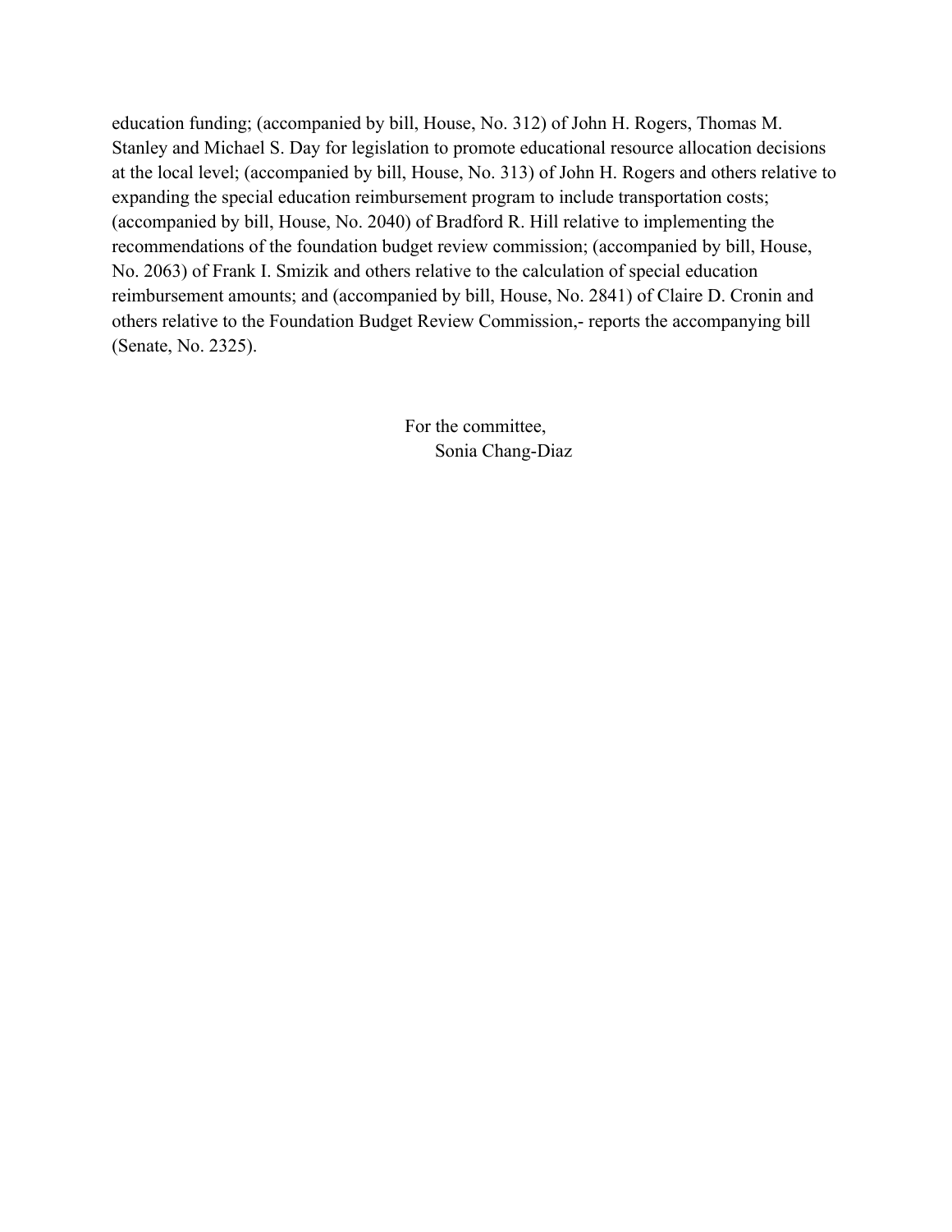education funding; (accompanied by bill, House, No. 312) of John H. Rogers, Thomas M. Stanley and Michael S. Day for legislation to promote educational resource allocation decisions at the local level; (accompanied by bill, House, No. 313) of John H. Rogers and others relative to expanding the special education reimbursement program to include transportation costs; (accompanied by bill, House, No. 2040) of Bradford R. Hill relative to implementing the recommendations of the foundation budget review commission; (accompanied by bill, House, No. 2063) of Frank I. Smizik and others relative to the calculation of special education reimbursement amounts; and (accompanied by bill, House, No. 2841) of Claire D. Cronin and others relative to the Foundation Budget Review Commission,- reports the accompanying bill (Senate, No. 2325).

For the committee,
Sonia Chang-Diaz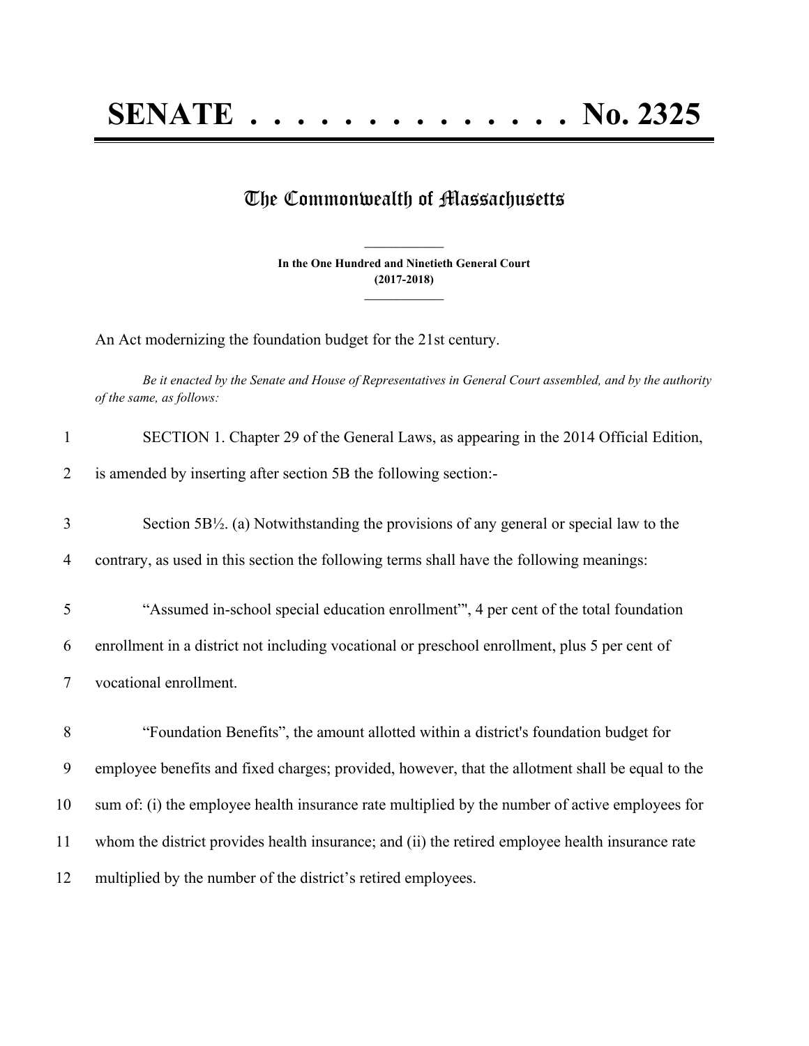# SENATE . . . . . . . . . . . . . . No. 2325

## The Commonwealth of Massachusetts

**In the One Hundred and Ninetieth General Court**
**(2017-2018)**

An Act modernizing the foundation budget for the 21st century.

*Be it enacted by the Senate and House of Representatives in General Court assembled, and by the authority of the same, as follows:*

1 SECTION 1. Chapter 29 of the General Laws, as appearing in the 2014 Official Edition,
2 is amended by inserting after section 5B the following section:-

3 Section 5B½. (a) Notwithstanding the provisions of any general or special law to the
4 contrary, as used in this section the following terms shall have the following meanings:

5 "Assumed in-school special education enrollment"', 4 per cent of the total foundation
6 enrollment in a district not including vocational or preschool enrollment, plus 5 per cent of
7 vocational enrollment.

8 "Foundation Benefits", the amount allotted within a district's foundation budget for
9 employee benefits and fixed charges; provided, however, that the allotment shall be equal to the
10 sum of: (i) the employee health insurance rate multiplied by the number of active employees for
11 whom the district provides health insurance; and (ii) the retired employee health insurance rate
12 multiplied by the number of the district's retired employees.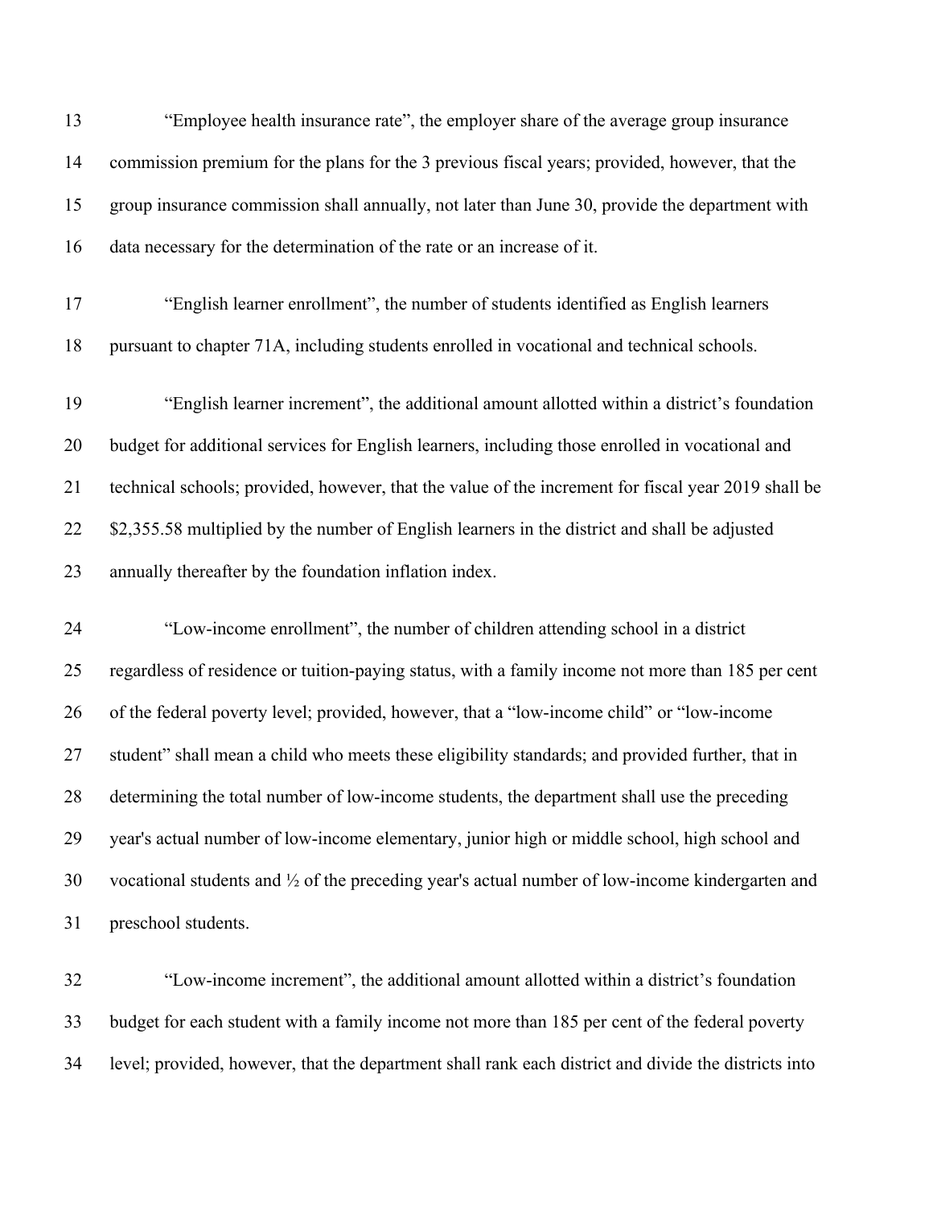"Employee health insurance rate", the employer share of the average group insurance commission premium for the plans for the 3 previous fiscal years; provided, however, that the group insurance commission shall annually, not later than June 30, provide the department with data necessary for the determination of the rate or an increase of it.

"English learner enrollment", the number of students identified as English learners pursuant to chapter 71A, including students enrolled in vocational and technical schools.

"English learner increment", the additional amount allotted within a district's foundation budget for additional services for English learners, including those enrolled in vocational and technical schools; provided, however, that the value of the increment for fiscal year 2019 shall be $2,355.58 multiplied by the number of English learners in the district and shall be adjusted annually thereafter by the foundation inflation index.

"Low-income enrollment", the number of children attending school in a district regardless of residence or tuition-paying status, with a family income not more than 185 per cent of the federal poverty level; provided, however, that a "low-income child" or "low-income student" shall mean a child who meets these eligibility standards; and provided further, that in determining the total number of low-income students, the department shall use the preceding year's actual number of low-income elementary, junior high or middle school, high school and vocational students and ½ of the preceding year's actual number of low-income kindergarten and preschool students.

"Low-income increment", the additional amount allotted within a district's foundation budget for each student with a family income not more than 185 per cent of the federal poverty level; provided, however, that the department shall rank each district and divide the districts into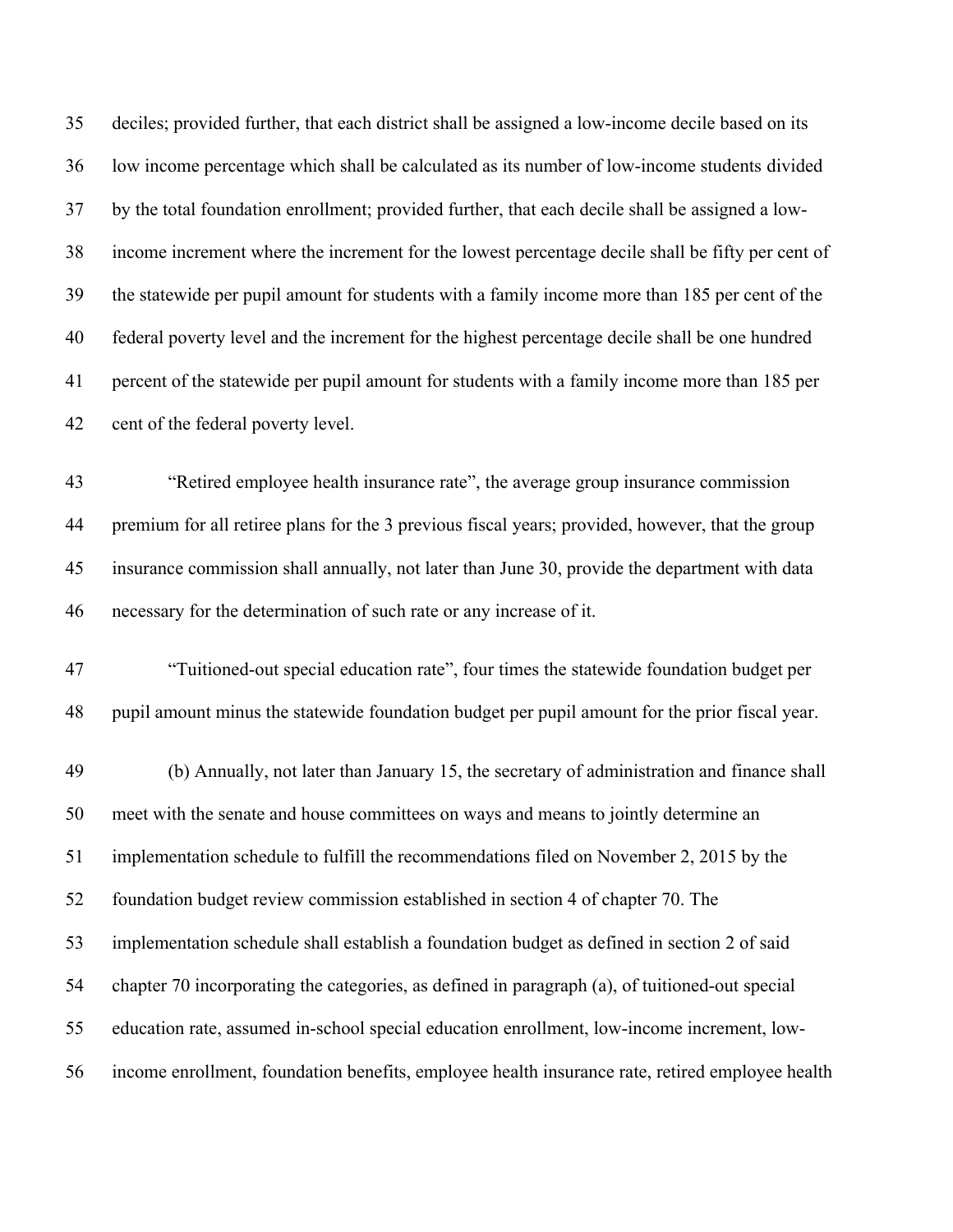deciles; provided further, that each district shall be assigned a low-income decile based on its low income percentage which shall be calculated as its number of low-income students divided by the total foundation enrollment; provided further, that each decile shall be assigned a low-income increment where the increment for the lowest percentage decile shall be fifty per cent of the statewide per pupil amount for students with a family income more than 185 per cent of the federal poverty level and the increment for the highest percentage decile shall be one hundred percent of the statewide per pupil amount for students with a family income more than 185 per cent of the federal poverty level.

"Retired employee health insurance rate", the average group insurance commission premium for all retiree plans for the 3 previous fiscal years; provided, however, that the group insurance commission shall annually, not later than June 30, provide the department with data necessary for the determination of such rate or any increase of it.

"Tuitioned-out special education rate", four times the statewide foundation budget per pupil amount minus the statewide foundation budget per pupil amount for the prior fiscal year.

(b) Annually, not later than January 15, the secretary of administration and finance shall meet with the senate and house committees on ways and means to jointly determine an implementation schedule to fulfill the recommendations filed on November 2, 2015 by the foundation budget review commission established in section 4 of chapter 70. The implementation schedule shall establish a foundation budget as defined in section 2 of said chapter 70 incorporating the categories, as defined in paragraph (a), of tuitioned-out special education rate, assumed in-school special education enrollment, low-income increment, low-income enrollment, foundation benefits, employee health insurance rate, retired employee health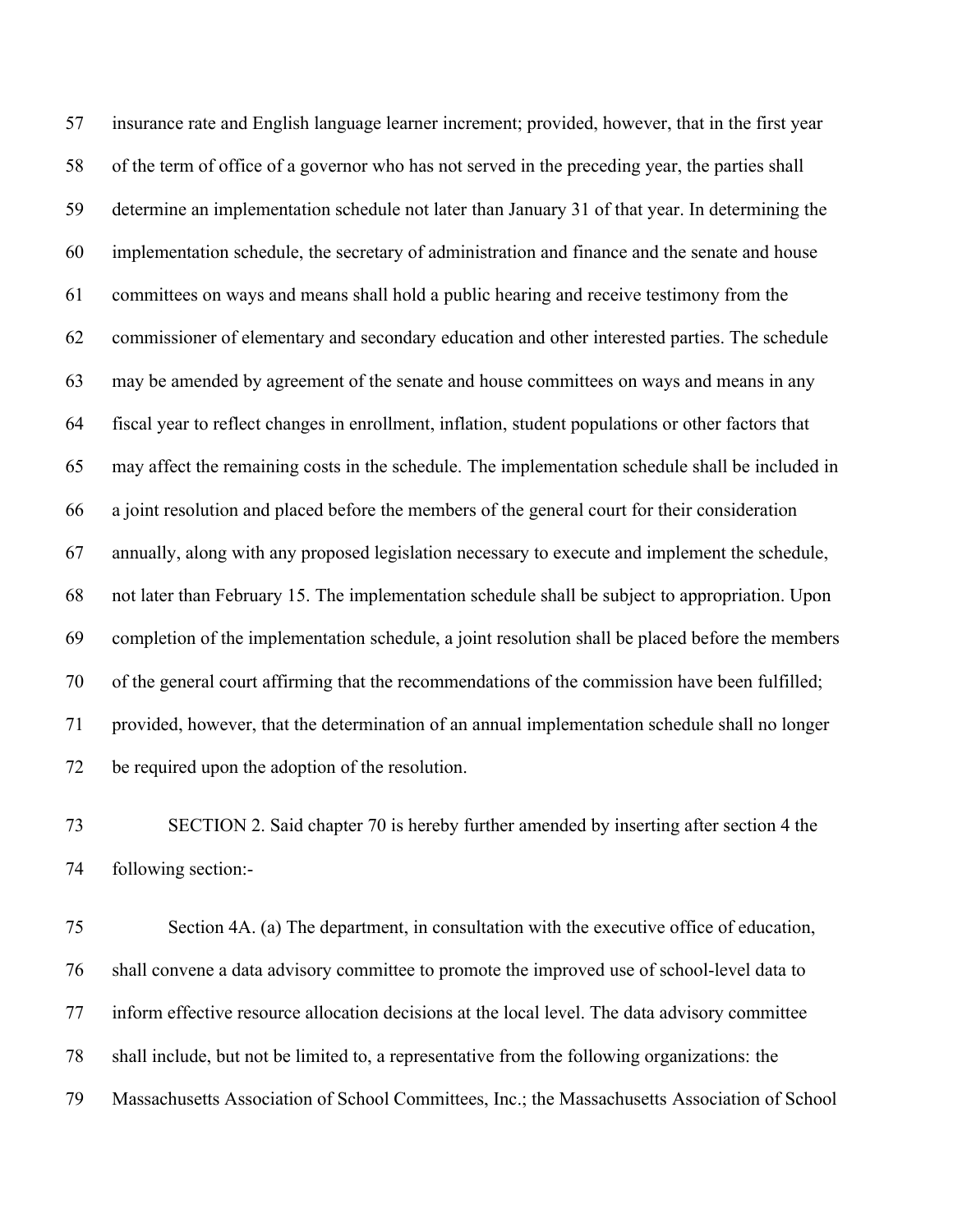insurance rate and English language learner increment; provided, however, that in the first year of the term of office of a governor who has not served in the preceding year, the parties shall determine an implementation schedule not later than January 31 of that year. In determining the implementation schedule, the secretary of administration and finance and the senate and house committees on ways and means shall hold a public hearing and receive testimony from the commissioner of elementary and secondary education and other interested parties. The schedule may be amended by agreement of the senate and house committees on ways and means in any fiscal year to reflect changes in enrollment, inflation, student populations or other factors that may affect the remaining costs in the schedule. The implementation schedule shall be included in a joint resolution and placed before the members of the general court for their consideration annually, along with any proposed legislation necessary to execute and implement the schedule, not later than February 15. The implementation schedule shall be subject to appropriation. Upon completion of the implementation schedule, a joint resolution shall be placed before the members of the general court affirming that the recommendations of the commission have been fulfilled; provided, however, that the determination of an annual implementation schedule shall no longer be required upon the adoption of the resolution.

SECTION 2. Said chapter 70 is hereby further amended by inserting after section 4 the following section:-

Section 4A. (a) The department, in consultation with the executive office of education, shall convene a data advisory committee to promote the improved use of school-level data to inform effective resource allocation decisions at the local level. The data advisory committee shall include, but not be limited to, a representative from the following organizations: the Massachusetts Association of School Committees, Inc.; the Massachusetts Association of School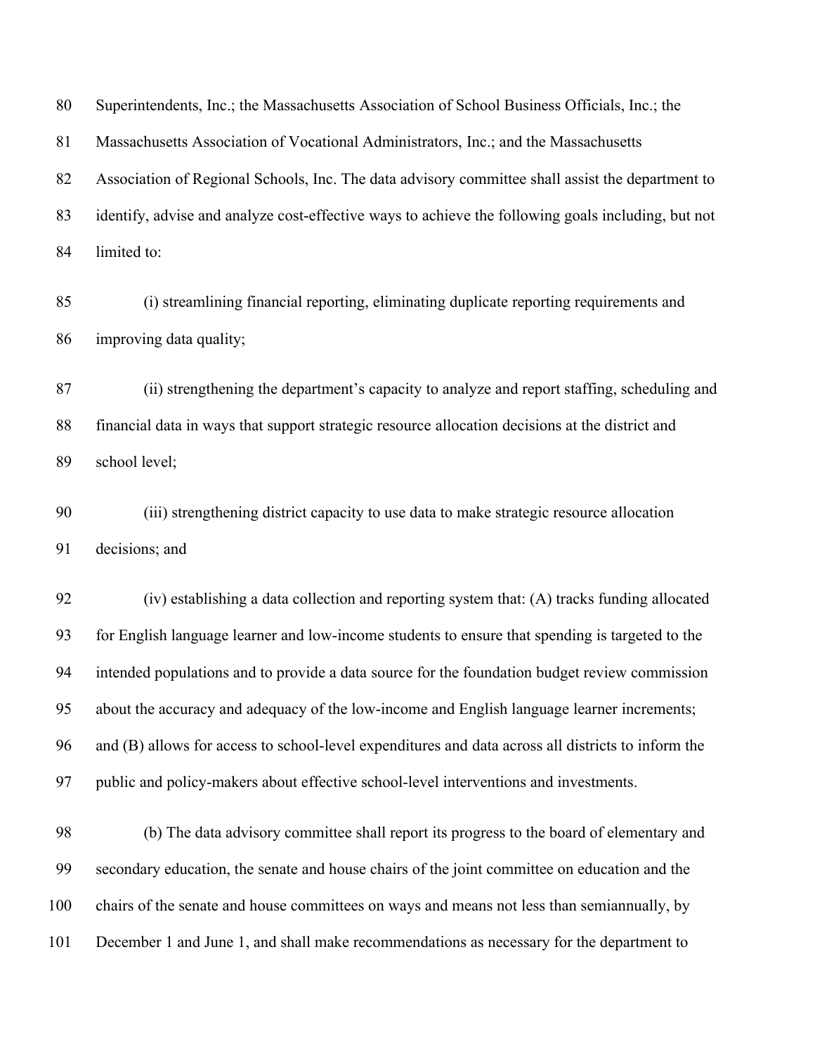Superintendents, Inc.; the Massachusetts Association of School Business Officials, Inc.; the Massachusetts Association of Vocational Administrators, Inc.; and the Massachusetts Association of Regional Schools, Inc. The data advisory committee shall assist the department to identify, advise and analyze cost-effective ways to achieve the following goals including, but not limited to:

(i) streamlining financial reporting, eliminating duplicate reporting requirements and improving data quality;

(ii) strengthening the department's capacity to analyze and report staffing, scheduling and financial data in ways that support strategic resource allocation decisions at the district and school level;

(iii) strengthening district capacity to use data to make strategic resource allocation decisions; and

(iv) establishing a data collection and reporting system that: (A) tracks funding allocated for English language learner and low-income students to ensure that spending is targeted to the intended populations and to provide a data source for the foundation budget review commission about the accuracy and adequacy of the low-income and English language learner increments; and (B) allows for access to school-level expenditures and data across all districts to inform the public and policy-makers about effective school-level interventions and investments.

(b) The data advisory committee shall report its progress to the board of elementary and secondary education, the senate and house chairs of the joint committee on education and the chairs of the senate and house committees on ways and means not less than semiannually, by December 1 and June 1, and shall make recommendations as necessary for the department to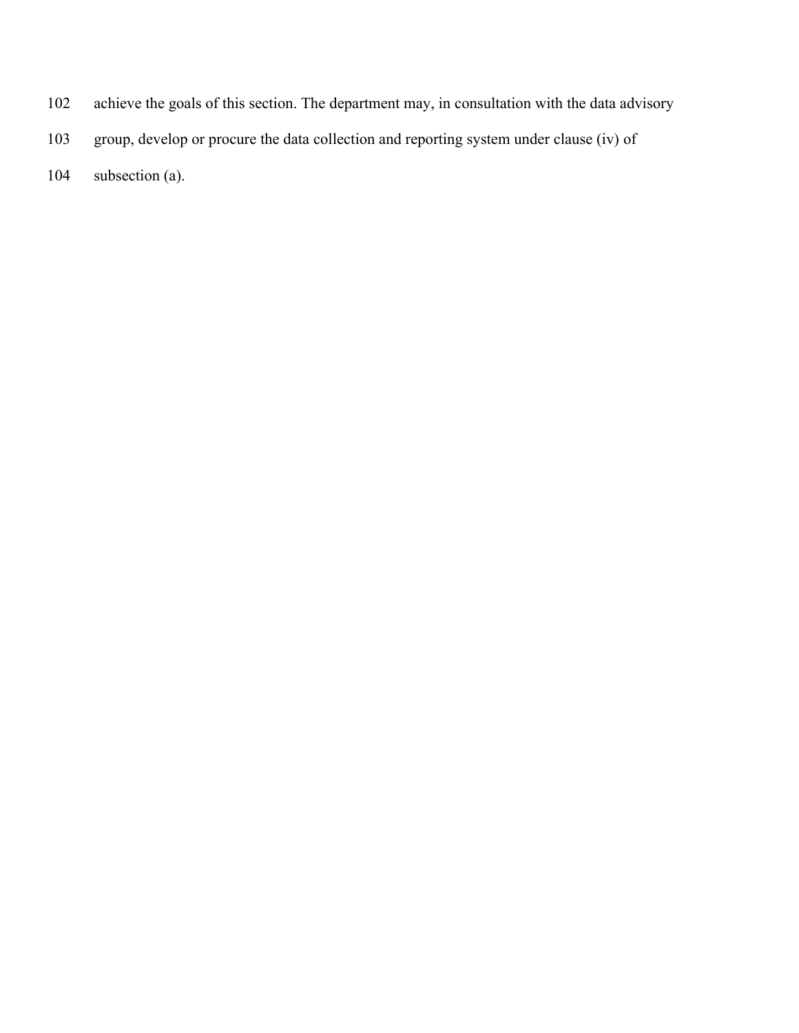achieve the goals of this section. The department may, in consultation with the data advisory group, develop or procure the data collection and reporting system under clause (iv) of subsection (a).